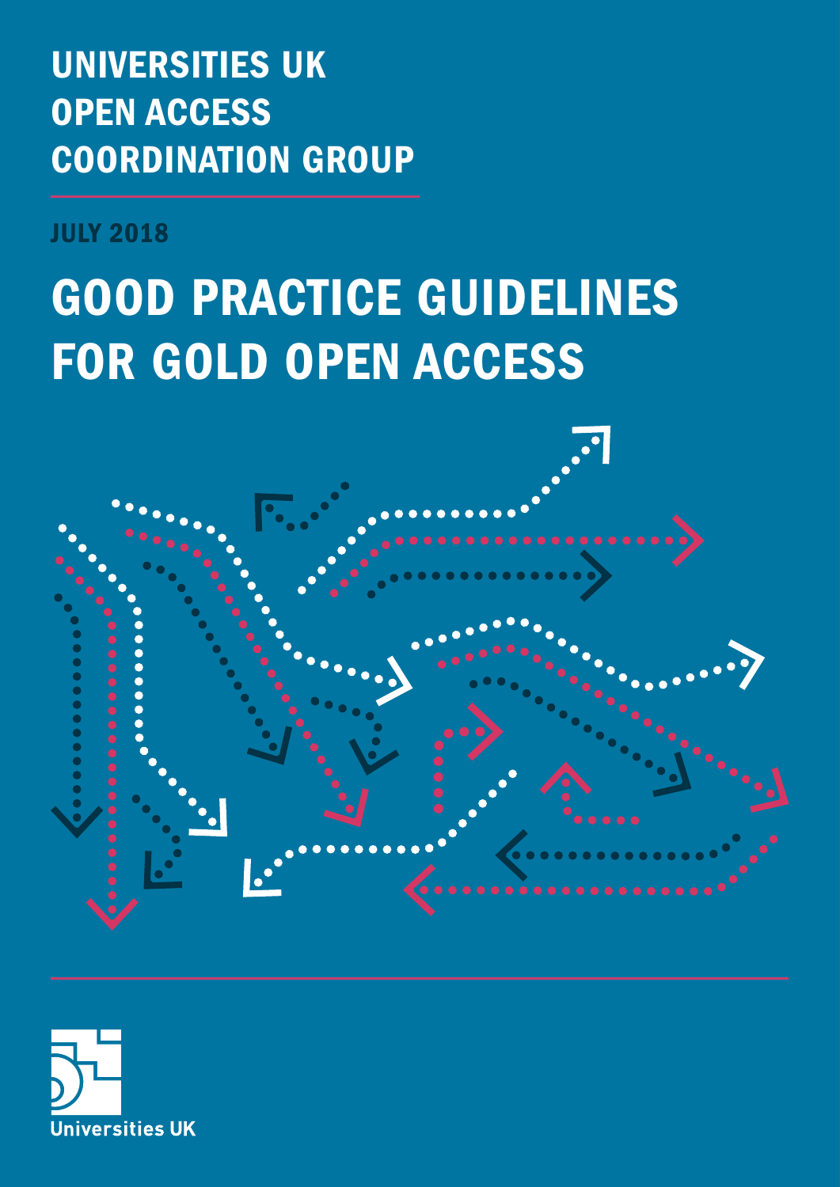UNIVERSITIES UK
OPEN ACCESS
COORDINATION GROUP

JULY 2018

# GOOD PRACTICE GUIDELINES FOR GOLD OPEN ACCESS

Universities UK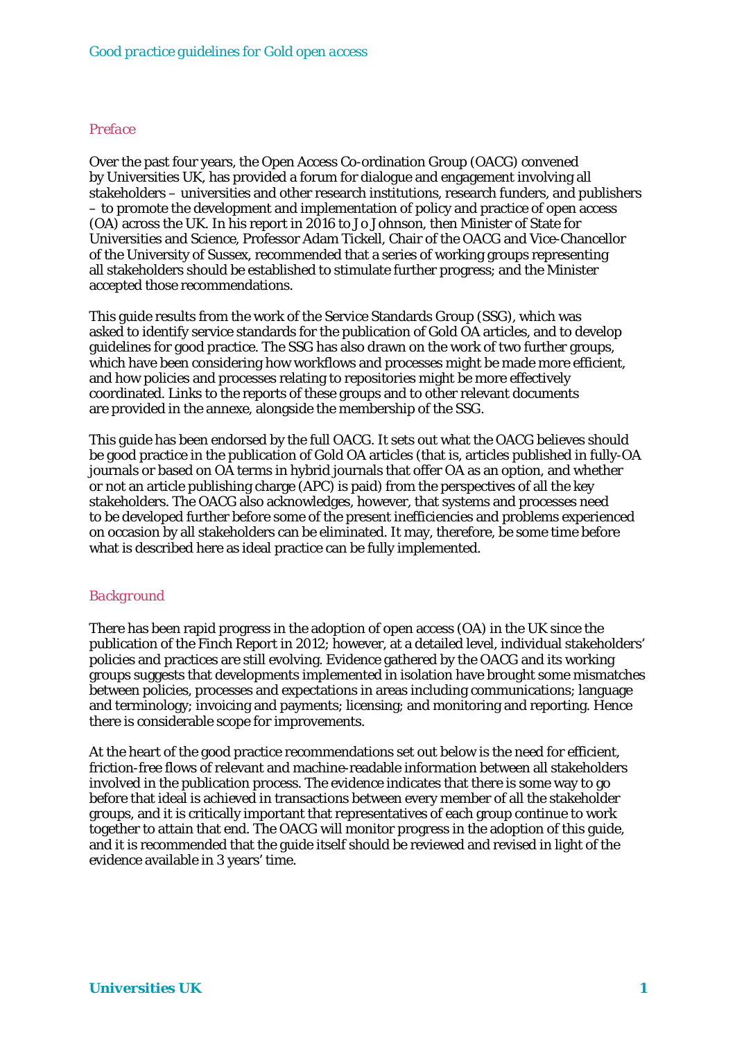## Preface

Over the past four years, the Open Access Co-ordination Group (OACG) convened by Universities UK, has provided a forum for dialogue and engagement involving all stakeholders – universities and other research institutions, research funders, and publishers – to promote the development and implementation of policy and practice of open access (OA) across the UK. In his report in 2016 to Jo Johnson, then Minister of State for Universities and Science, Professor Adam Tickell, Chair of the OACG and Vice-Chancellor of the University of Sussex, recommended that a series of working groups representing all stakeholders should be established to stimulate further progress; and the Minister accepted those recommendations.

This guide results from the work of the Service Standards Group (SSG), which was asked to identify service standards for the publication of Gold OA articles, and to develop guidelines for good practice. The SSG has also drawn on the work of two further groups, which have been considering how workflows and processes might be made more efficient, and how policies and processes relating to repositories might be more effectively coordinated. Links to the reports of these groups and to other relevant documents are provided in the annexe, alongside the membership of the SSG.

This guide has been endorsed by the full OACG. It sets out what the OACG believes should be good practice in the publication of Gold OA articles (that is, articles published in fully-OA journals or based on OA terms in hybrid journals that offer OA as an option, and whether or not an article publishing charge (APC) is paid) from the perspectives of all the key stakeholders. The OACG also acknowledges, however, that systems and processes need to be developed further before some of the present inefficiencies and problems experienced on occasion by all stakeholders can be eliminated. It may, therefore, be some time before what is described here as ideal practice can be fully implemented.

## Background

There has been rapid progress in the adoption of open access (OA) in the UK since the publication of the Finch Report in 2012; however, at a detailed level, individual stakeholders' policies and practices are still evolving. Evidence gathered by the OACG and its working groups suggests that developments implemented in isolation have brought some mismatches between policies, processes and expectations in areas including communications; language and terminology; invoicing and payments; licensing; and monitoring and reporting. Hence there is considerable scope for improvements.

At the heart of the good practice recommendations set out below is the need for efficient, friction-free flows of relevant and machine-readable information between all stakeholders involved in the publication process. The evidence indicates that there is some way to go before that ideal is achieved in transactions between every member of all the stakeholder groups, and it is critically important that representatives of each group continue to work together to attain that end. The OACG will monitor progress in the adoption of this guide, and it is recommended that the guide itself should be reviewed and revised in light of the evidence available in 3 years' time.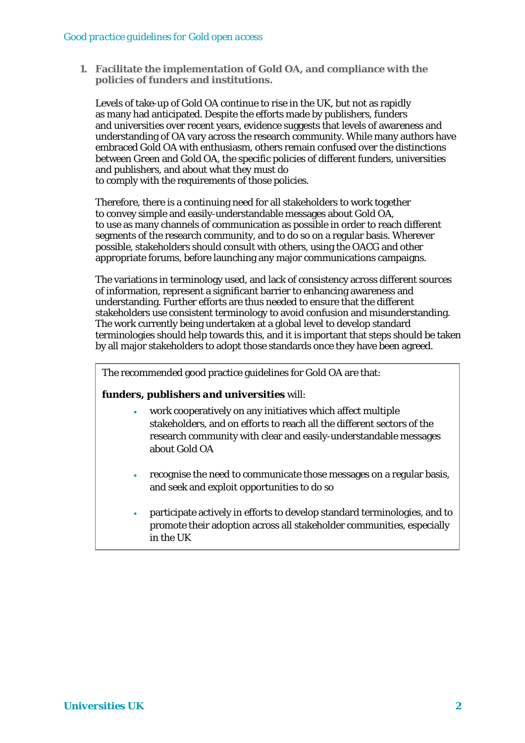1. **Facilitate the implementation of Gold OA, and compliance with the policies of funders and institutions.**

   Levels of take-up of Gold OA continue to rise in the UK, but not as rapidly as many had anticipated. Despite the efforts made by publishers, funders and universities over recent years, evidence suggests that levels of awareness and understanding of OA vary across the research community. While many authors have embraced Gold OA with enthusiasm, others remain confused over the distinctions between Green and Gold OA, the specific policies of different funders, universities and publishers, and about what they must do to comply with the requirements of those policies.

   Therefore, there is a continuing need for all stakeholders to work together to convey simple and easily-understandable messages about Gold OA, to use as many channels of communication as possible in order to reach different segments of the research community, and to do so on a regular basis. Wherever possible, stakeholders should consult with others, using the OACG and other appropriate forums, before launching any major communications campaigns.

   The variations in terminology used, and lack of consistency across different sources of information, represent a significant barrier to enhancing awareness and understanding. Further efforts are thus needed to ensure that the different stakeholders use consistent terminology to avoid confusion and misunderstanding. The work currently being undertaken at a global level to develop standard terminologies should help towards this, and it is important that steps should be taken by all major stakeholders to adopt those standards once they have been agreed.

   > The recommended good practice guidelines for Gold OA are that:
   >
   > ***funders, publishers and universities*** will:
   >
   > - work cooperatively on any initiatives which affect multiple stakeholders, and on efforts to reach all the different sectors of the research community with clear and easily-understandable messages about Gold OA
   > - recognise the need to communicate those messages on a regular basis, and seek and exploit opportunities to do so
   > - participate actively in efforts to develop standard terminologies, and to promote their adoption across all stakeholder communities, especially in the UK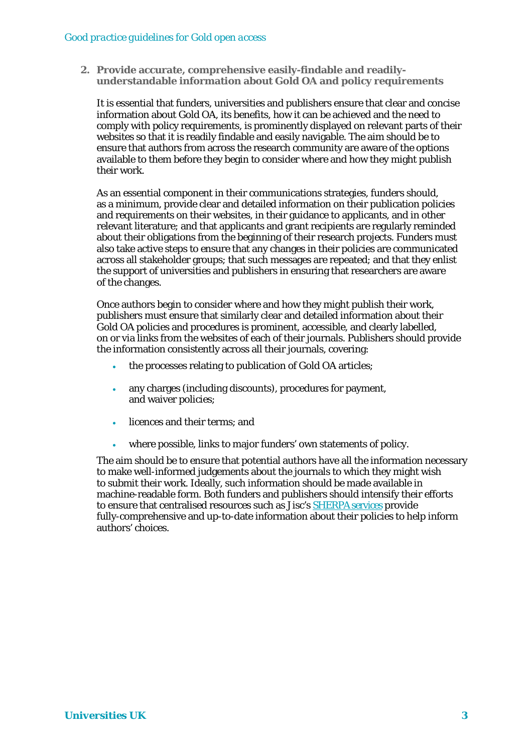## 2. Provide accurate, comprehensive easily-findable and readily-understandable information about Gold OA and policy requirements

It is essential that funders, universities and publishers ensure that clear and concise information about Gold OA, its benefits, how it can be achieved and the need to comply with policy requirements, is prominently displayed on relevant parts of their websites so that it is readily findable and easily navigable. The aim should be to ensure that authors from across the research community are aware of the options available to them before they begin to consider where and how they might publish their work.

As an essential component in their communications strategies, funders should, as a minimum, provide clear and detailed information on their publication policies and requirements on their websites, in their guidance to applicants, and in other relevant literature; and that applicants and grant recipients are regularly reminded about their obligations from the beginning of their research projects. Funders must also take active steps to ensure that any changes in their policies are communicated across all stakeholder groups; that such messages are repeated; and that they enlist the support of universities and publishers in ensuring that researchers are aware of the changes.

Once authors begin to consider where and how they might publish their work, publishers must ensure that similarly clear and detailed information about their Gold OA policies and procedures is prominent, accessible, and clearly labelled, on or via links from the websites of each of their journals. Publishers should provide the information consistently across all their journals, covering:

- the processes relating to publication of Gold OA articles;
- any charges (including discounts), procedures for payment, and waiver policies;
- licences and their terms; and
- where possible, links to major funders' own statements of policy.

The aim should be to ensure that potential authors have all the information necessary to make well-informed judgements about the journals to which they might wish to submit their work. Ideally, such information should be made available in machine-readable form. Both funders and publishers should intensify their efforts to ensure that centralised resources such as Jisc's SHERPA services provide fully-comprehensive and up-to-date information about their policies to help inform authors' choices.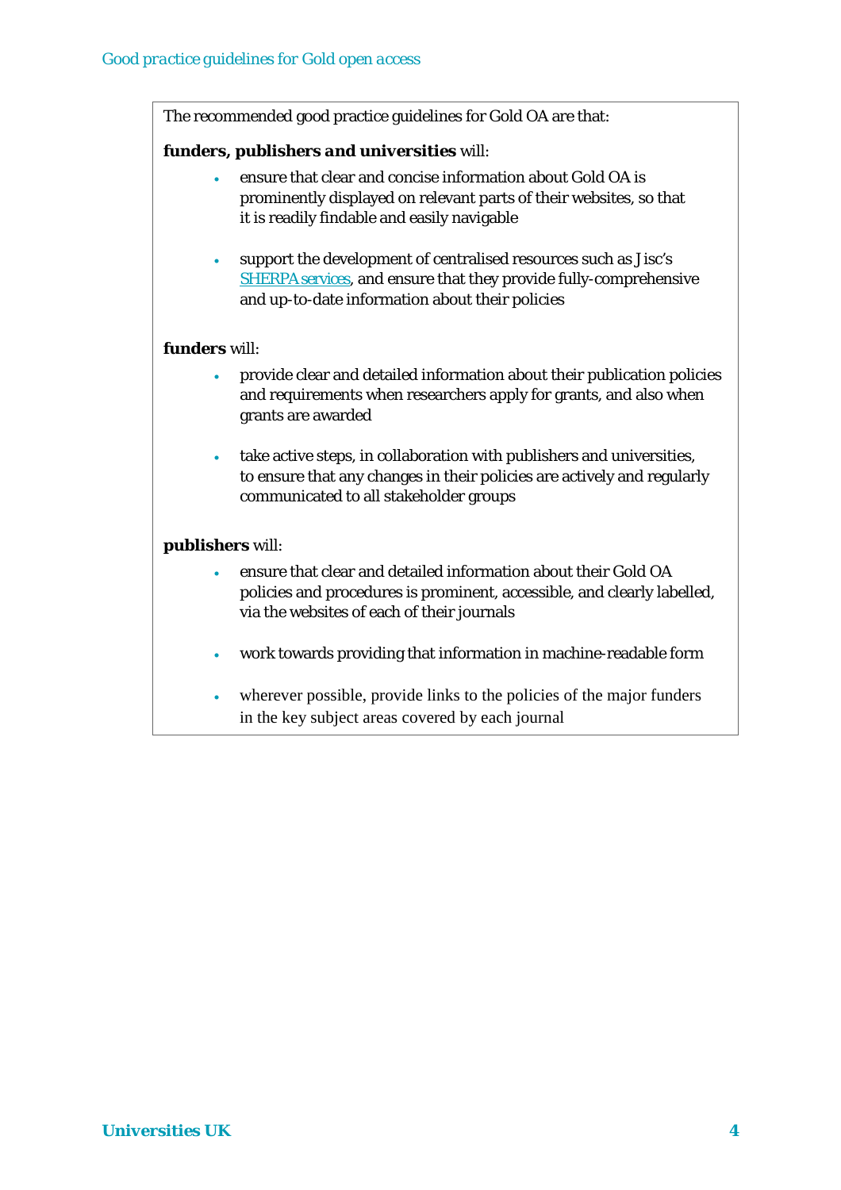The recommended good practice guidelines for Gold OA are that:

**funders, publishers and universities** will:

- ensure that clear and concise information about Gold OA is prominently displayed on relevant parts of their websites, so that it is readily findable and easily navigable
- support the development of centralised resources such as Jisc's SHERPA services, and ensure that they provide fully-comprehensive and up-to-date information about their policies

**funders** will:

- provide clear and detailed information about their publication policies and requirements when researchers apply for grants, and also when grants are awarded
- take active steps, in collaboration with publishers and universities, to ensure that any changes in their policies are actively and regularly communicated to all stakeholder groups

**publishers** will:

- ensure that clear and detailed information about their Gold OA policies and procedures is prominent, accessible, and clearly labelled, via the websites of each of their journals
- work towards providing that information in machine-readable form
- wherever possible, provide links to the policies of the major funders in the key subject areas covered by each journal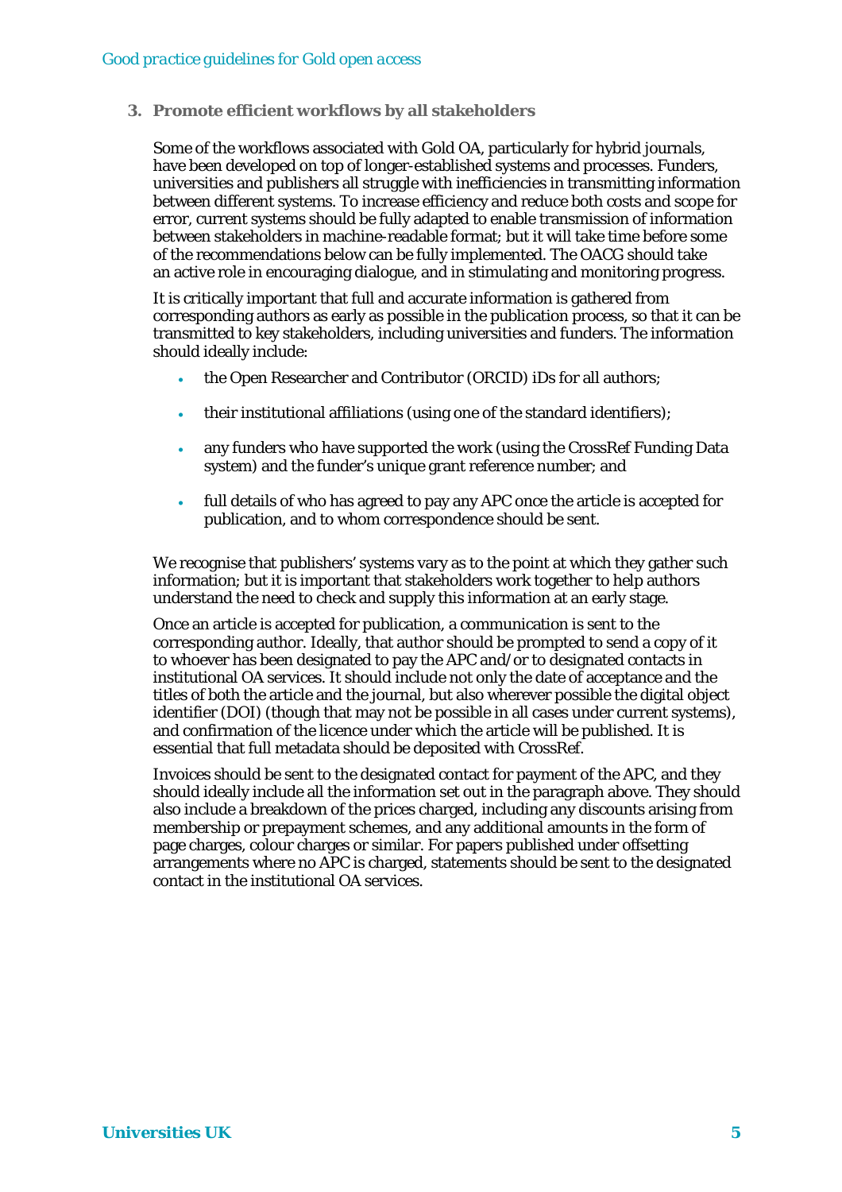### 3. Promote efficient workflows by all stakeholders

Some of the workflows associated with Gold OA, particularly for hybrid journals, have been developed on top of longer-established systems and processes. Funders, universities and publishers all struggle with inefficiencies in transmitting information between different systems. To increase efficiency and reduce both costs and scope for error, current systems should be fully adapted to enable transmission of information between stakeholders in machine-readable format; but it will take time before some of the recommendations below can be fully implemented. The OACG should take an active role in encouraging dialogue, and in stimulating and monitoring progress.

It is critically important that full and accurate information is gathered from corresponding authors as early as possible in the publication process, so that it can be transmitted to key stakeholders, including universities and funders. The information should ideally include:

- the Open Researcher and Contributor (ORCID) iDs for all authors;
- their institutional affiliations (using one of the standard identifiers);
- any funders who have supported the work (using the CrossRef Funding Data system) and the funder's unique grant reference number; and
- full details of who has agreed to pay any APC once the article is accepted for publication, and to whom correspondence should be sent.

We recognise that publishers' systems vary as to the point at which they gather such information; but it is important that stakeholders work together to help authors understand the need to check and supply this information at an early stage.

Once an article is accepted for publication, a communication is sent to the corresponding author. Ideally, that author should be prompted to send a copy of it to whoever has been designated to pay the APC and/or to designated contacts in institutional OA services. It should include not only the date of acceptance and the titles of both the article and the journal, but also wherever possible the digital object identifier (DOI) (though that may not be possible in all cases under current systems), and confirmation of the licence under which the article will be published. It is essential that full metadata should be deposited with CrossRef.

Invoices should be sent to the designated contact for payment of the APC, and they should ideally include all the information set out in the paragraph above. They should also include a breakdown of the prices charged, including any discounts arising from membership or prepayment schemes, and any additional amounts in the form of page charges, colour charges or similar. For papers published under offsetting arrangements where no APC is charged, statements should be sent to the designated contact in the institutional OA services.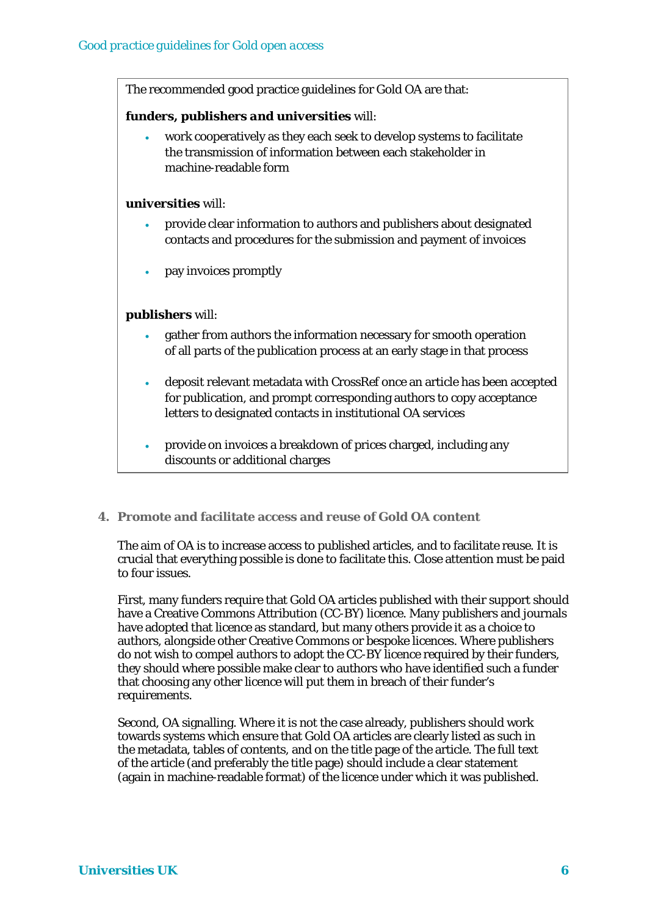The recommended good practice guidelines for Gold OA are that:

***funders, publishers and universities*** will:

- work cooperatively as they each seek to develop systems to facilitate the transmission of information between each stakeholder in machine-readable form

**universities** will:

- provide clear information to authors and publishers about designated contacts and procedures for the submission and payment of invoices
- pay invoices promptly

**publishers** will:

- gather from authors the information necessary for smooth operation of all parts of the publication process at an early stage in that process
- deposit relevant metadata with CrossRef once an article has been accepted for publication, and prompt corresponding authors to copy acceptance letters to designated contacts in institutional OA services
- provide on invoices a breakdown of prices charged, including any discounts or additional charges

## 4. Promote and facilitate access and reuse of Gold OA content

The aim of OA is to increase access to published articles, and to facilitate reuse. It is crucial that everything possible is done to facilitate this. Close attention must be paid to four issues.

First, many funders require that Gold OA articles published with their support should have a Creative Commons Attribution (CC-BY) licence. Many publishers and journals have adopted that licence as standard, but many others provide it as a choice to authors, alongside other Creative Commons or bespoke licences. Where publishers do not wish to compel authors to adopt the CC-BY licence required by their funders, they should where possible make clear to authors who have identified such a funder that choosing any other licence will put them in breach of their funder's requirements.

Second, OA signalling. Where it is not the case already, publishers should work towards systems which ensure that Gold OA articles are clearly listed as such in the metadata, tables of contents, and on the title page of the article. The full text of the article (and preferably the title page) should include a clear statement (again in machine-readable format) of the licence under which it was published.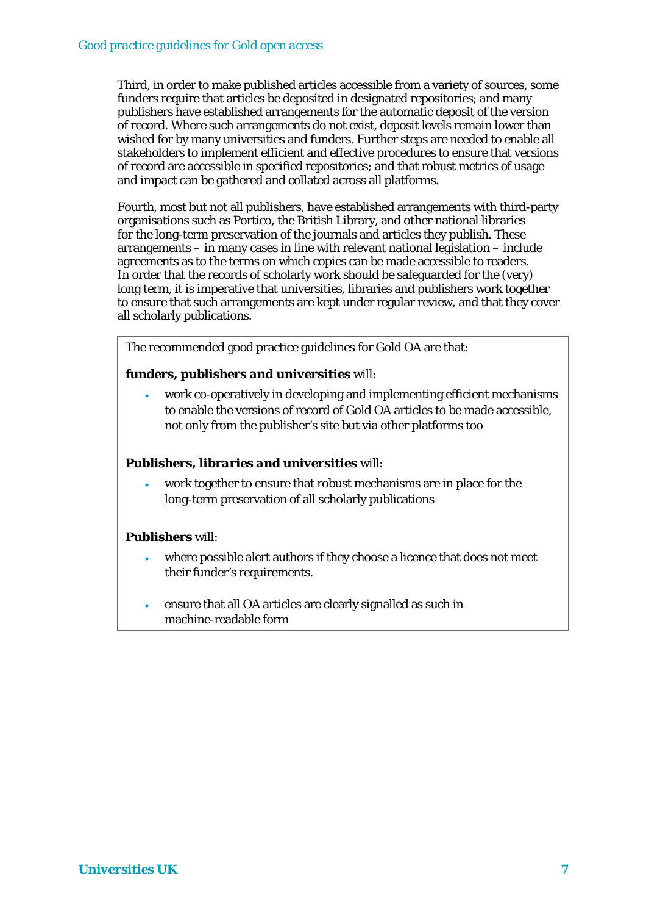Third, in order to make published articles accessible from a variety of sources, some funders require that articles be deposited in designated repositories; and many publishers have established arrangements for the automatic deposit of the version of record. Where such arrangements do not exist, deposit levels remain lower than wished for by many universities and funders. Further steps are needed to enable all stakeholders to implement efficient and effective procedures to ensure that versions of record are accessible in specified repositories; and that robust metrics of usage and impact can be gathered and collated across all platforms.

Fourth, most but not all publishers, have established arrangements with third-party organisations such as Portico, the British Library, and other national libraries for the long-term preservation of the journals and articles they publish. These arrangements – in many cases in line with relevant national legislation – include agreements as to the terms on which copies can be made accessible to readers. In order that the records of scholarly work should be safeguarded for the (very) long term, it is imperative that universities, libraries and publishers work together to ensure that such arrangements are kept under regular review, and that they cover all scholarly publications.

The recommended good practice guidelines for Gold OA are that:

***funders, publishers and universities*** will:

- work co-operatively in developing and implementing efficient mechanisms to enable the versions of record of Gold OA articles to be made accessible, not only from the publisher's site but via other platforms too

***Publishers, libraries and universities*** will:

- work together to ensure that robust mechanisms are in place for the long-term preservation of all scholarly publications

**Publishers** will:

- where possible alert authors if they choose a licence that does not meet their funder's requirements.
- ensure that all OA articles are clearly signalled as such in machine-readable form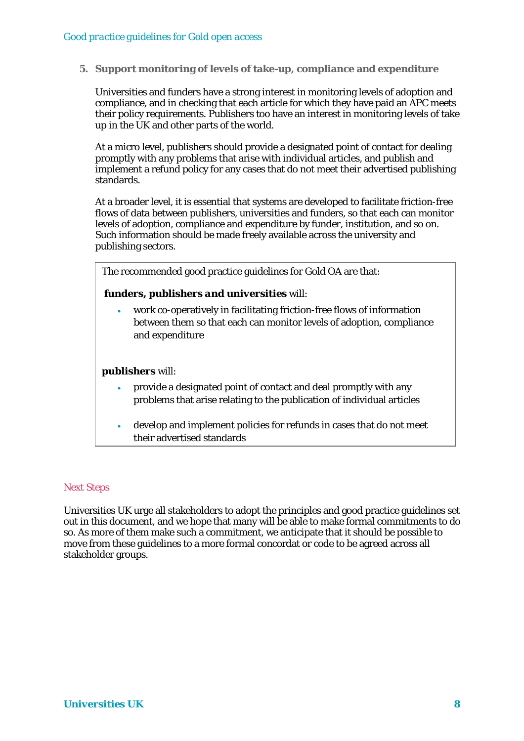5. **Support monitoring of levels of take-up, compliance and expenditure**

Universities and funders have a strong interest in monitoring levels of adoption and compliance, and in checking that each article for which they have paid an APC meets their policy requirements. Publishers too have an interest in monitoring levels of take up in the UK and other parts of the world.

At a micro level, publishers should provide a designated point of contact for dealing promptly with any problems that arise with individual articles, and publish and implement a refund policy for any cases that do not meet their advertised publishing standards.

At a broader level, it is essential that systems are developed to facilitate friction-free flows of data between publishers, universities and funders, so that each can monitor levels of adoption, compliance and expenditure by funder, institution, and so on. Such information should be made freely available across the university and publishing sectors.

> The recommended good practice guidelines for Gold OA are that:
>
> **funders, publishers and universities** will:
>
> - work co-operatively in facilitating friction-free flows of information between them so that each can monitor levels of adoption, compliance and expenditure
>
> **publishers** will:
>
> - provide a designated point of contact and deal promptly with any problems that arise relating to the publication of individual articles
> - develop and implement policies for refunds in cases that do not meet their advertised standards

## Next Steps

Universities UK urge all stakeholders to adopt the principles and good practice guidelines set out in this document, and we hope that many will be able to make formal commitments to do so. As more of them make such a commitment, we anticipate that it should be possible to move from these guidelines to a more formal concordat or code to be agreed across all stakeholder groups.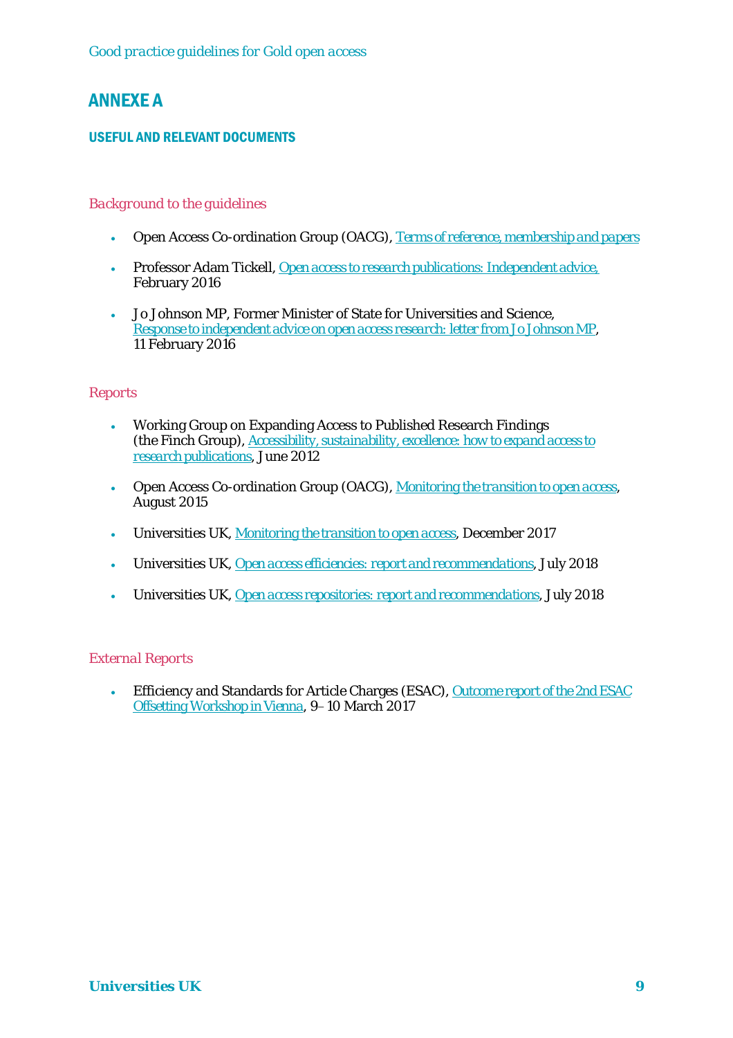# ANNEXE A

## USEFUL AND RELEVANT DOCUMENTS

### *Background to the guidelines*

- Open Access Co-ordination Group (OACG), Terms of reference, membership and papers
- Professor Adam Tickell, Open access to research publications: Independent advice, February 2016
- Jo Johnson MP, Former Minister of State for Universities and Science, Response to independent advice on open access research: letter from Jo Johnson MP, 11 February 2016

### *Reports*

- Working Group on Expanding Access to Published Research Findings (the Finch Group), Accessibility, sustainability, excellence: how to expand access to research publications, June 2012
- Open Access Co-ordination Group (OACG), Monitoring the transition to open access, August 2015
- Universities UK, Monitoring the transition to open access, December 2017
- Universities UK, Open access efficiencies: report and recommendations, July 2018
- Universities UK, Open access repositories: report and recommendations, July 2018

### *External Reports*

- Efficiency and Standards for Article Charges (ESAC), Outcome report of the 2nd ESAC Offsetting Workshop in Vienna, 9–10 March 2017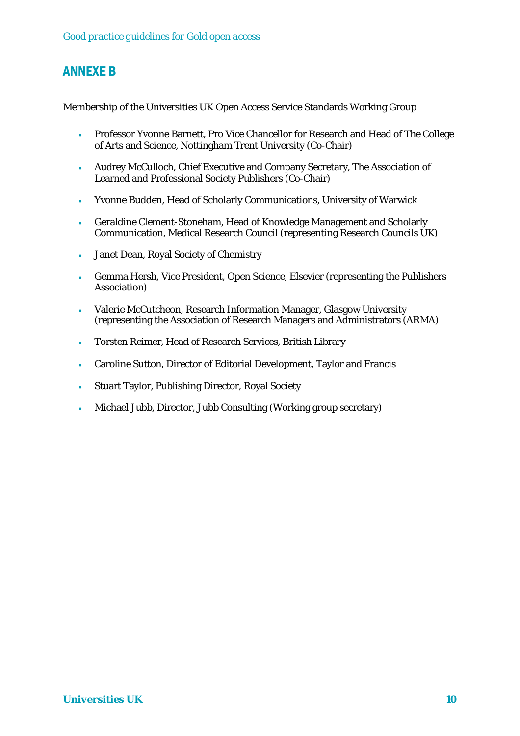## ANNEXE B

Membership of the Universities UK Open Access Service Standards Working Group

- Professor Yvonne Barnett, Pro Vice Chancellor for Research and Head of The College of Arts and Science, Nottingham Trent University (Co-Chair)
- Audrey McCulloch, Chief Executive and Company Secretary, The Association of Learned and Professional Society Publishers (Co-Chair)
- Yvonne Budden, Head of Scholarly Communications, University of Warwick
- Geraldine Clement-Stoneham, Head of Knowledge Management and Scholarly Communication, Medical Research Council (representing Research Councils UK)
- Janet Dean, Royal Society of Chemistry
- Gemma Hersh, Vice President, Open Science, Elsevier (representing the Publishers Association)
- Valerie McCutcheon, Research Information Manager, Glasgow University (representing the Association of Research Managers and Administrators (ARMA)
- Torsten Reimer, Head of Research Services, British Library
- Caroline Sutton, Director of Editorial Development, Taylor and Francis
- Stuart Taylor, Publishing Director, Royal Society
- Michael Jubb, Director, Jubb Consulting (Working group secretary)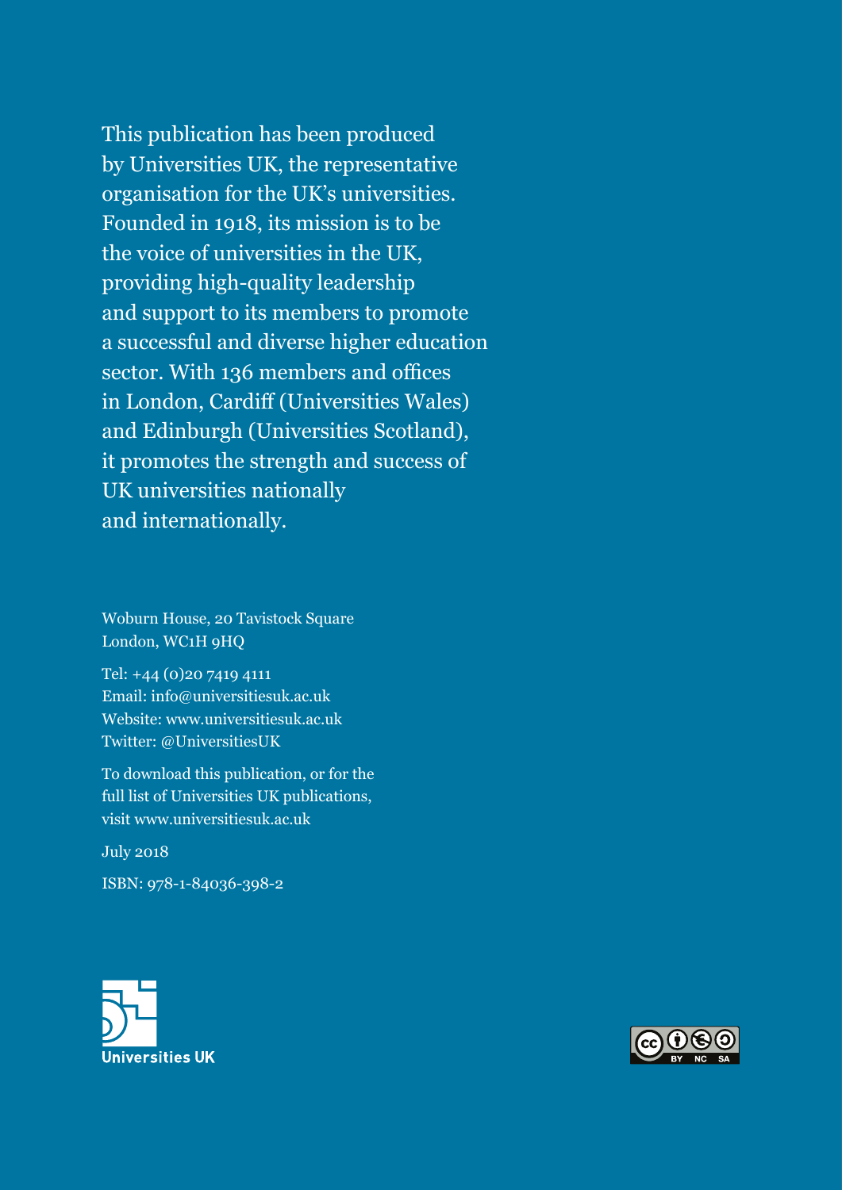This publication has been produced by Universities UK, the representative organisation for the UK's universities. Founded in 1918, its mission is to be the voice of universities in the UK, providing high-quality leadership and support to its members to promote a successful and diverse higher education sector. With 136 members and offices in London, Cardiff (Universities Wales) and Edinburgh (Universities Scotland), it promotes the strength and success of UK universities nationally and internationally.

Woburn House, 20 Tavistock Square
London, WC1H 9HQ

Tel: +44 (0)20 7419 4111
Email: info@universitiesuk.ac.uk
Website: www.universitiesuk.ac.uk
Twitter: @UniversitiesUK

To download this publication, or for the full list of Universities UK publications, visit www.universitiesuk.ac.uk

July 2018

ISBN: 978-1-84036-398-2

Universities UK